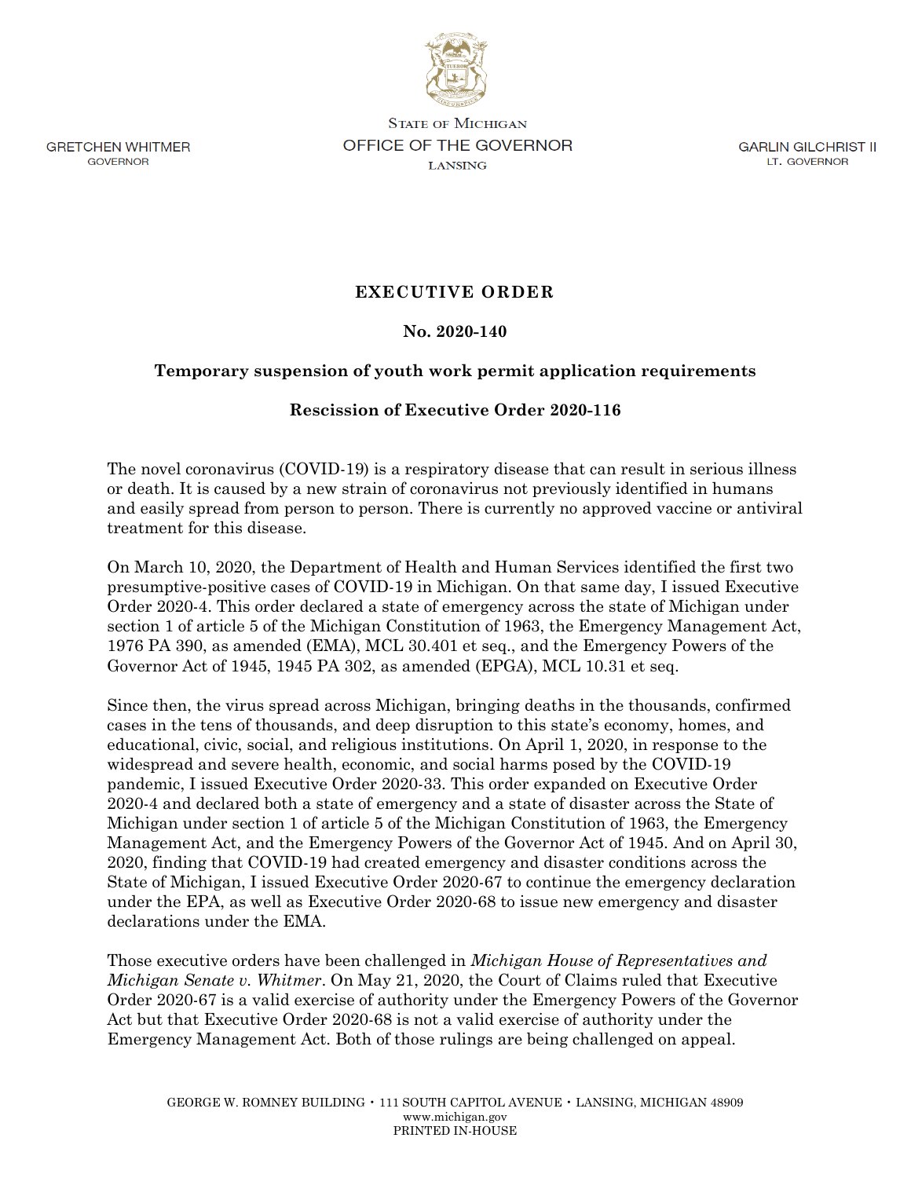GRETCHEN WHITMER
GOVERNOR

STATE OF MICHIGAN
OFFICE OF THE GOVERNOR
LANSING

GARLIN GILCHRIST II
LT. GOVERNOR

# EXECUTIVE ORDER

## No. 2020-140

## Temporary suspension of youth work permit application requirements

## Rescission of Executive Order 2020-116

The novel coronavirus (COVID-19) is a respiratory disease that can result in serious illness or death. It is caused by a new strain of coronavirus not previously identified in humans and easily spread from person to person. There is currently no approved vaccine or antiviral treatment for this disease.

On March 10, 2020, the Department of Health and Human Services identified the first two presumptive-positive cases of COVID-19 in Michigan. On that same day, I issued Executive Order 2020-4. This order declared a state of emergency across the state of Michigan under section 1 of article 5 of the Michigan Constitution of 1963, the Emergency Management Act, 1976 PA 390, as amended (EMA), MCL 30.401 et seq., and the Emergency Powers of the Governor Act of 1945, 1945 PA 302, as amended (EPGA), MCL 10.31 et seq.

Since then, the virus spread across Michigan, bringing deaths in the thousands, confirmed cases in the tens of thousands, and deep disruption to this state's economy, homes, and educational, civic, social, and religious institutions. On April 1, 2020, in response to the widespread and severe health, economic, and social harms posed by the COVID-19 pandemic, I issued Executive Order 2020-33. This order expanded on Executive Order 2020-4 and declared both a state of emergency and a state of disaster across the State of Michigan under section 1 of article 5 of the Michigan Constitution of 1963, the Emergency Management Act, and the Emergency Powers of the Governor Act of 1945. And on April 30, 2020, finding that COVID-19 had created emergency and disaster conditions across the State of Michigan, I issued Executive Order 2020-67 to continue the emergency declaration under the EPA, as well as Executive Order 2020-68 to issue new emergency and disaster declarations under the EMA.

Those executive orders have been challenged in *Michigan House of Representatives and Michigan Senate v. Whitmer*. On May 21, 2020, the Court of Claims ruled that Executive Order 2020-67 is a valid exercise of authority under the Emergency Powers of the Governor Act but that Executive Order 2020-68 is not a valid exercise of authority under the Emergency Management Act. Both of those rulings are being challenged on appeal.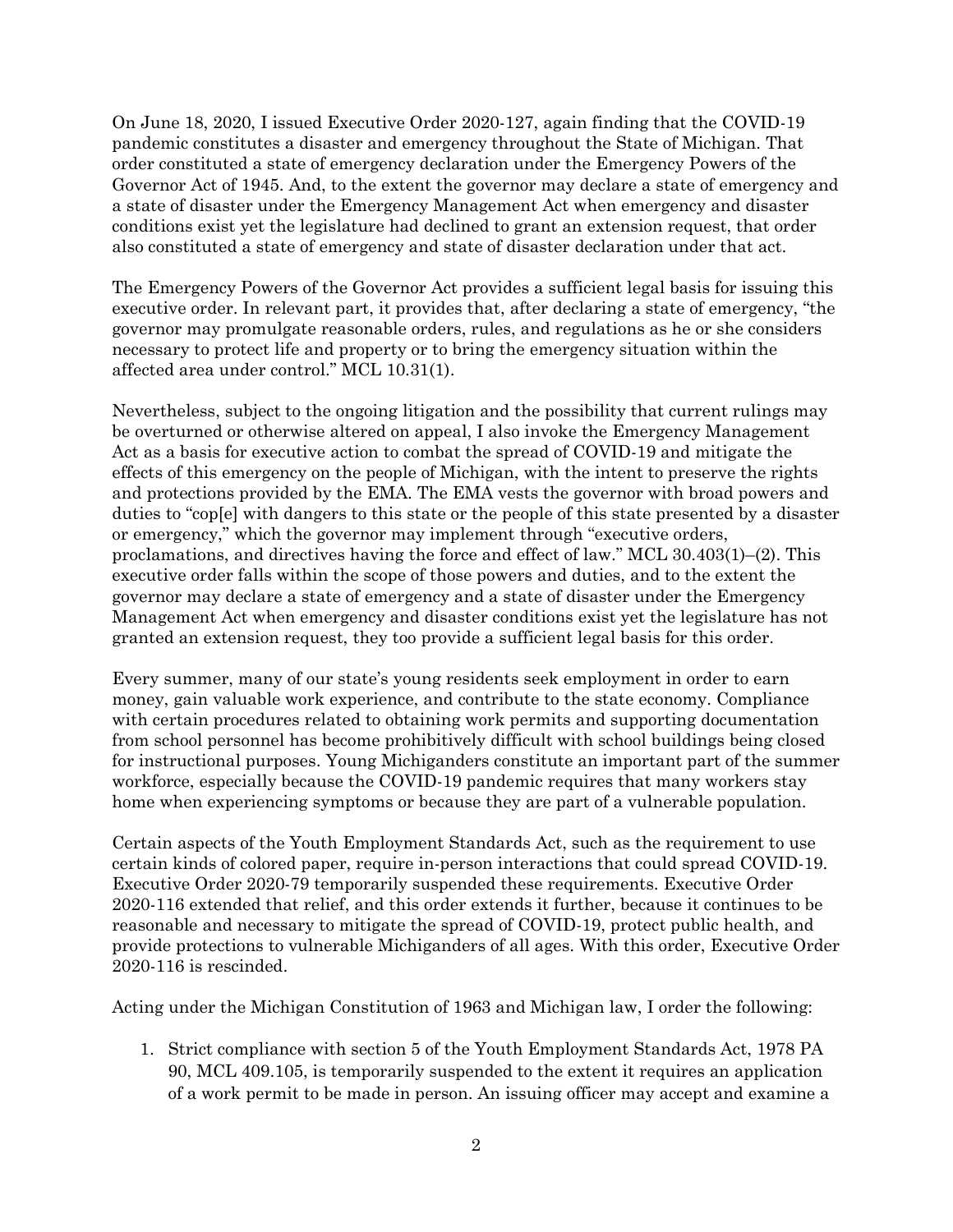On June 18, 2020, I issued Executive Order 2020-127, again finding that the COVID-19 pandemic constitutes a disaster and emergency throughout the State of Michigan. That order constituted a state of emergency declaration under the Emergency Powers of the Governor Act of 1945. And, to the extent the governor may declare a state of emergency and a state of disaster under the Emergency Management Act when emergency and disaster conditions exist yet the legislature had declined to grant an extension request, that order also constituted a state of emergency and state of disaster declaration under that act.

The Emergency Powers of the Governor Act provides a sufficient legal basis for issuing this executive order. In relevant part, it provides that, after declaring a state of emergency, "the governor may promulgate reasonable orders, rules, and regulations as he or she considers necessary to protect life and property or to bring the emergency situation within the affected area under control." MCL 10.31(1).

Nevertheless, subject to the ongoing litigation and the possibility that current rulings may be overturned or otherwise altered on appeal, I also invoke the Emergency Management Act as a basis for executive action to combat the spread of COVID-19 and mitigate the effects of this emergency on the people of Michigan, with the intent to preserve the rights and protections provided by the EMA. The EMA vests the governor with broad powers and duties to "cop[e] with dangers to this state or the people of this state presented by a disaster or emergency," which the governor may implement through "executive orders, proclamations, and directives having the force and effect of law." MCL 30.403(1)–(2). This executive order falls within the scope of those powers and duties, and to the extent the governor may declare a state of emergency and a state of disaster under the Emergency Management Act when emergency and disaster conditions exist yet the legislature has not granted an extension request, they too provide a sufficient legal basis for this order.

Every summer, many of our state's young residents seek employment in order to earn money, gain valuable work experience, and contribute to the state economy. Compliance with certain procedures related to obtaining work permits and supporting documentation from school personnel has become prohibitively difficult with school buildings being closed for instructional purposes. Young Michiganders constitute an important part of the summer workforce, especially because the COVID-19 pandemic requires that many workers stay home when experiencing symptoms or because they are part of a vulnerable population.

Certain aspects of the Youth Employment Standards Act, such as the requirement to use certain kinds of colored paper, require in-person interactions that could spread COVID-19. Executive Order 2020-79 temporarily suspended these requirements. Executive Order 2020-116 extended that relief, and this order extends it further, because it continues to be reasonable and necessary to mitigate the spread of COVID-19, protect public health, and provide protections to vulnerable Michiganders of all ages. With this order, Executive Order 2020-116 is rescinded.

Acting under the Michigan Constitution of 1963 and Michigan law, I order the following:

1. Strict compliance with section 5 of the Youth Employment Standards Act, 1978 PA 90, MCL 409.105, is temporarily suspended to the extent it requires an application of a work permit to be made in person. An issuing officer may accept and examine a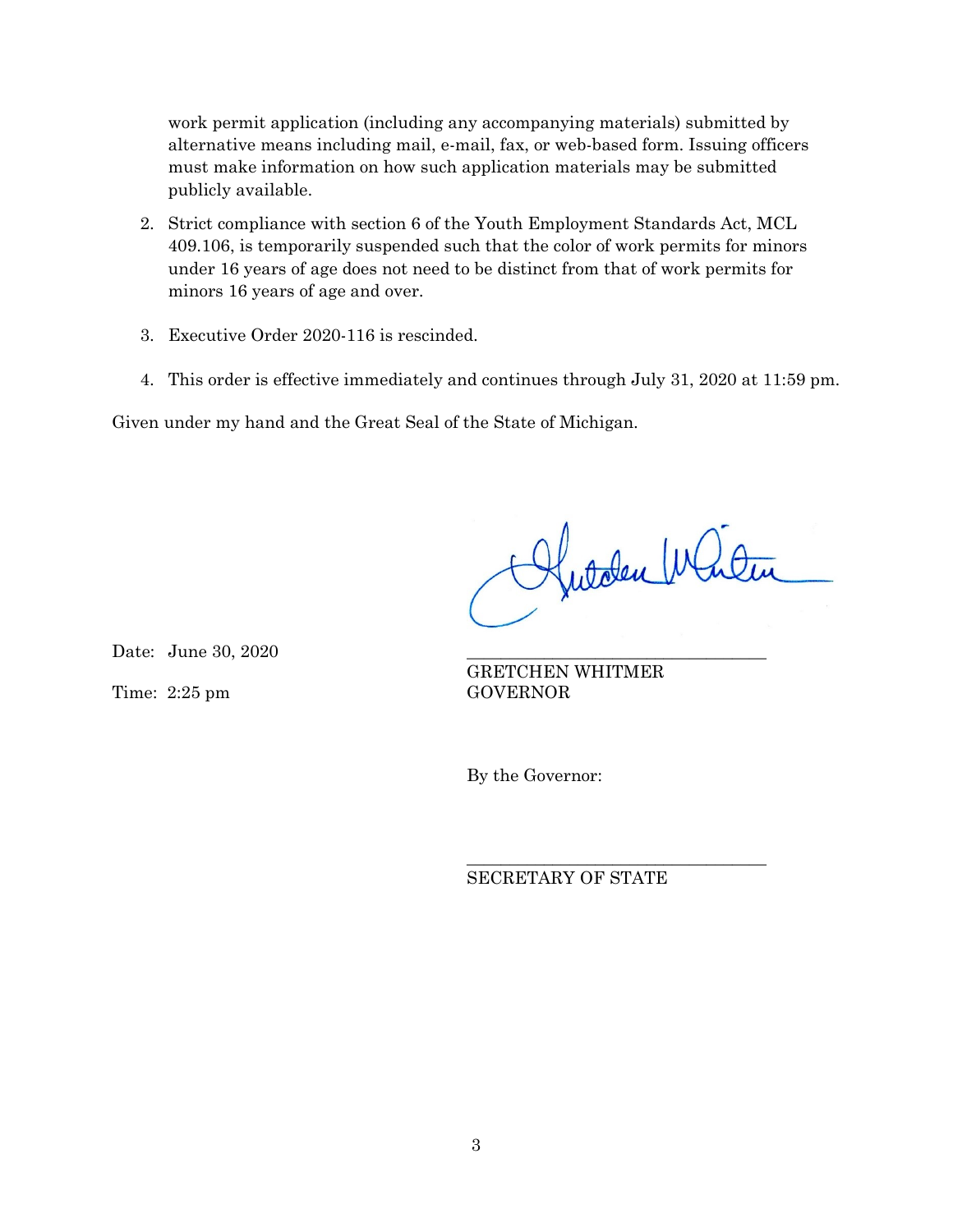work permit application (including any accompanying materials) submitted by alternative means including mail, e-mail, fax, or web-based form. Issuing officers must make information on how such application materials may be submitted publicly available.

2. Strict compliance with section 6 of the Youth Employment Standards Act, MCL 409.106, is temporarily suspended such that the color of work permits for minors under 16 years of age does not need to be distinct from that of work permits for minors 16 years of age and over.

3. Executive Order 2020-116 is rescinded.

4. This order is effective immediately and continues through July 31, 2020 at 11:59 pm.

Given under my hand and the Great Seal of the State of Michigan.

Date: June 30, 2020

Time: 2:25 pm

GRETCHEN WHITMER
GOVERNOR

By the Governor:

SECRETARY OF STATE